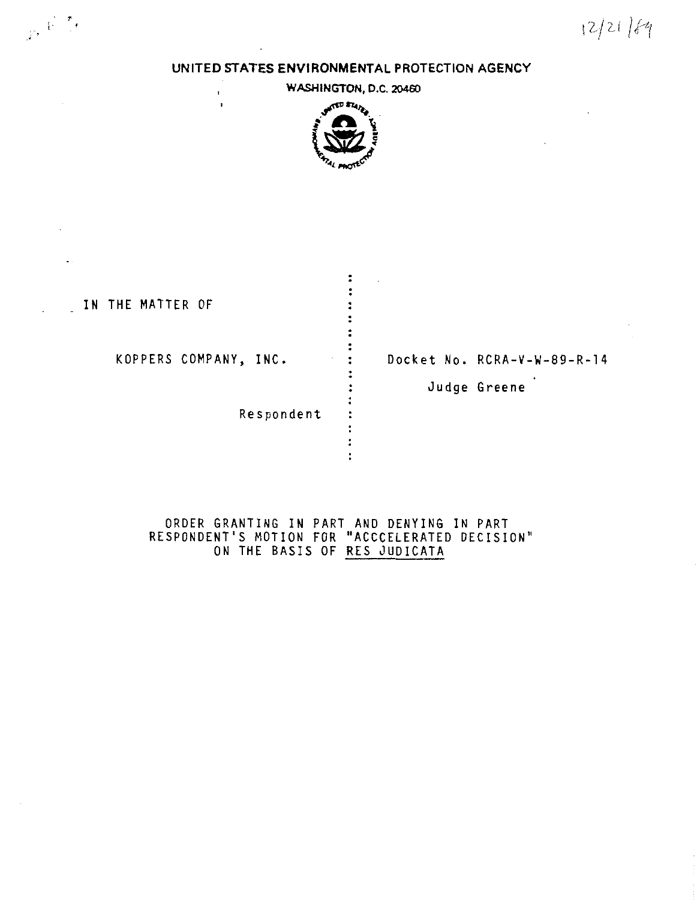12/21/89

UNITED STATES ENVIRONMENTAL PROTECTION AGENCY

WASHINGTON, D.C. 20460

IN THE MATTER OF

KOPPERS COMPANY, INC.

Respondent

Docket No. RCRA-V-W-89-R-14

Judge Greene

ORDER GRANTING IN PART AND DENYING IN PART RESPONDENT'S MOTION FOR "ACCCELERATED DECISION" ON THE BASIS OF RES JUDICATA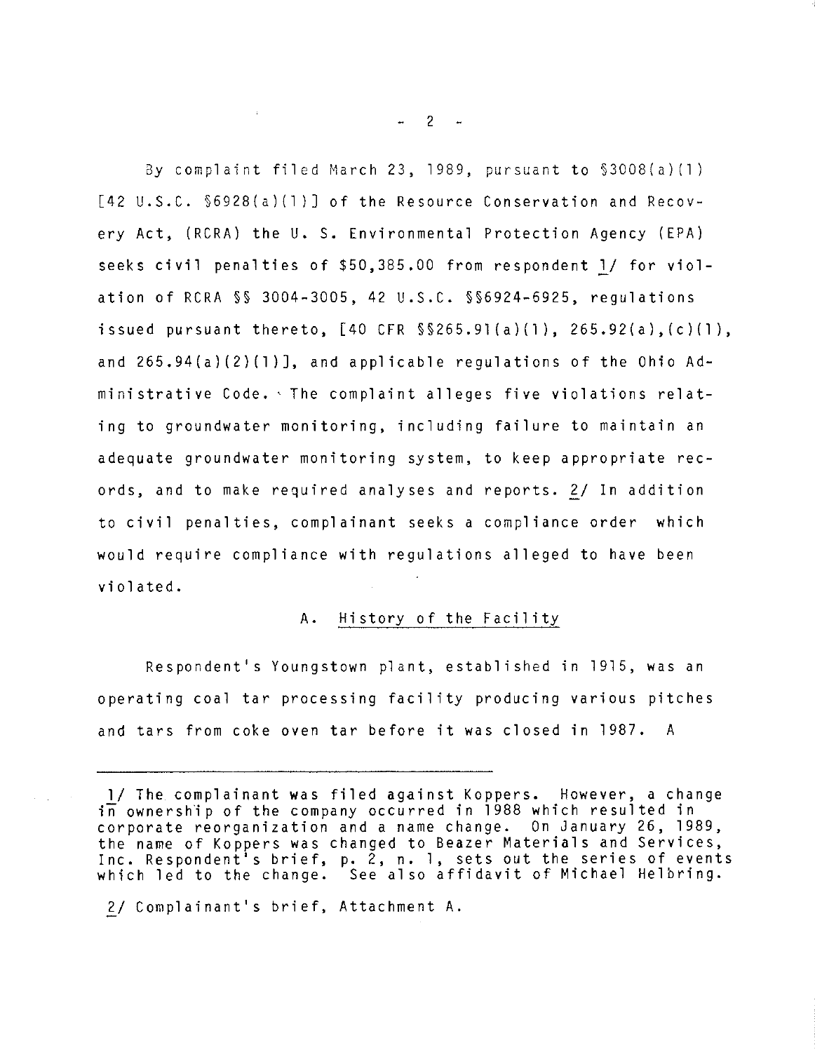By complaint filed March 23, 1989, pursuant to §3008(a)(1) [42 U.S.C. §6928(a)(1)] of the Resource Conservation and Recovery Act, (RCRA) the U. S. Environmental Protection Agency (EPA) seeks civil penalties of $50,385.00 from respondent 1/ for violation of RCRA §§ 3004-3005, 42 U.S.C. §§6924-6925, regulations issued pursuant thereto, [40 CFR §§265.91(a)(1), 265.92(a),(c)(1), and 265.94(a)(2)(1)], and applicable regulations of the Ohio Administrative Code. The complaint alleges five violations relating to groundwater monitoring, including failure to maintain an adequate groundwater monitoring system, to keep appropriate records, and to make required analyses and reports. 2/ In addition to civil penalties, complainant seeks a compliance order which would require compliance with regulations alleged to have been violated.

## A. History of the Facility

Respondent's Youngstown plant, established in 1915, was an operating coal tar processing facility producing various pitches and tars from coke oven tar before it was closed in 1987. A

---

1/ The complainant was filed against Koppers. However, a change in ownership of the company occurred in 1988 which resulted in corporate reorganization and a name change. On January 26, 1989, the name of Koppers was changed to Beazer Materials and Services, Inc. Respondent's brief, p. 2, n. 1, sets out the series of events which led to the change. See also affidavit of Michael Helbring.

2/ Complainant's brief, Attachment A.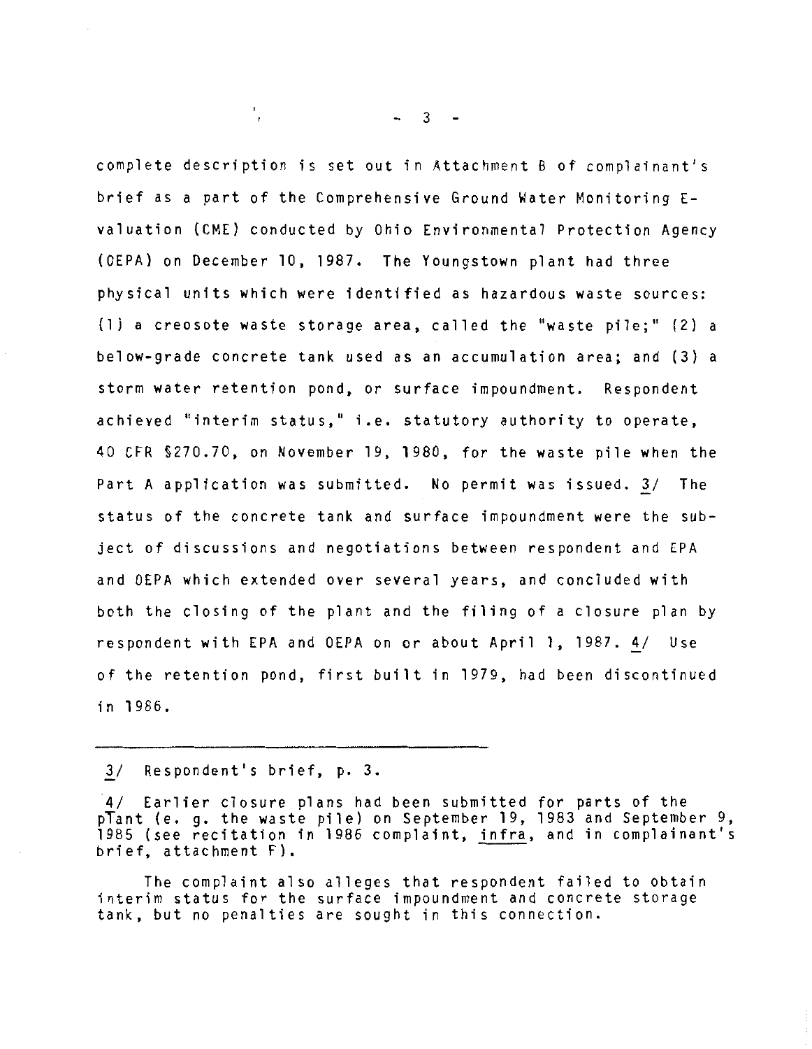complete description is set out in Attachment B of complainant's brief as a part of the Comprehensive Ground Water Monitoring Evaluation (CME) conducted by Ohio Environmental Protection Agency (OEPA) on December 10, 1987. The Youngstown plant had three physical units which were identified as hazardous waste sources: (1) a creosote waste storage area, called the "waste pile;" (2) a below-grade concrete tank used as an accumulation area; and (3) a storm water retention pond, or surface impoundment. Respondent achieved "interim status," i.e. statutory authority to operate, 40 CFR §270.70, on November 19, 1980, for the waste pile when the Part A application was submitted. No permit was issued. 3/ The status of the concrete tank and surface impoundment were the subject of discussions and negotiations between respondent and EPA and OEPA which extended over several years, and concluded with both the closing of the plant and the filing of a closure plan by respondent with EPA and OEPA on or about April 1, 1987. 4/ Use of the retention pond, first built in 1979, had been discontinued in 1986.

---

3/ Respondent's brief, p. 3.

4/ Earlier closure plans had been submitted for parts of the plant (e. g. the waste pile) on September 19, 1983 and September 9, 1985 (see recitation in 1986 complaint, infra, and in complainant's brief, attachment F).

The complaint also alleges that respondent failed to obtain interim status for the surface impoundment and concrete storage tank, but no penalties are sought in this connection.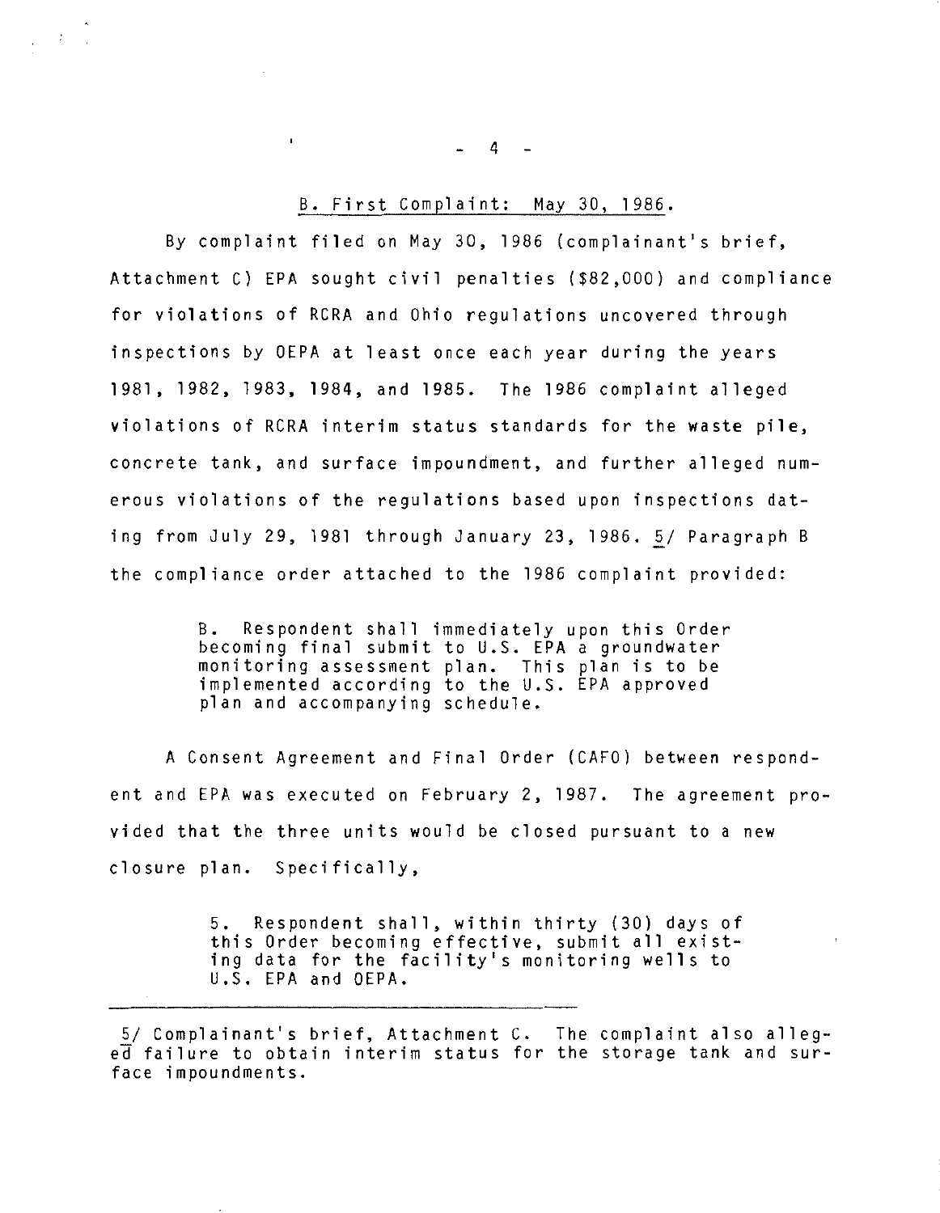## B. First Complaint: May 30, 1986.

By complaint filed on May 30, 1986 (complainant's brief, Attachment C) EPA sought civil penalties ($82,000) and compliance for violations of RCRA and Ohio regulations uncovered through inspections by OEPA at least once each year during the years 1981, 1982, 1983, 1984, and 1985. The 1986 complaint alleged violations of RCRA interim status standards for the waste pile, concrete tank, and surface impoundment, and further alleged numerous violations of the regulations based upon inspections dating from July 29, 1981 through January 23, 1986. 5/ Paragraph B the compliance order attached to the 1986 complaint provided:

> B. Respondent shall immediately upon this Order becoming final submit to U.S. EPA a groundwater monitoring assessment plan. This plan is to be implemented according to the U.S. EPA approved plan and accompanying schedule.

A Consent Agreement and Final Order (CAFO) between respondent and EPA was executed on February 2, 1987. The agreement provided that the three units would be closed pursuant to a new closure plan. Specifically,

> 5. Respondent shall, within thirty (30) days of this Order becoming effective, submit all existing data for the facility's monitoring wells to U.S. EPA and OEPA.

---

5/ Complainant's brief, Attachment C. The complaint also alleged failure to obtain interim status for the storage tank and surface impoundments.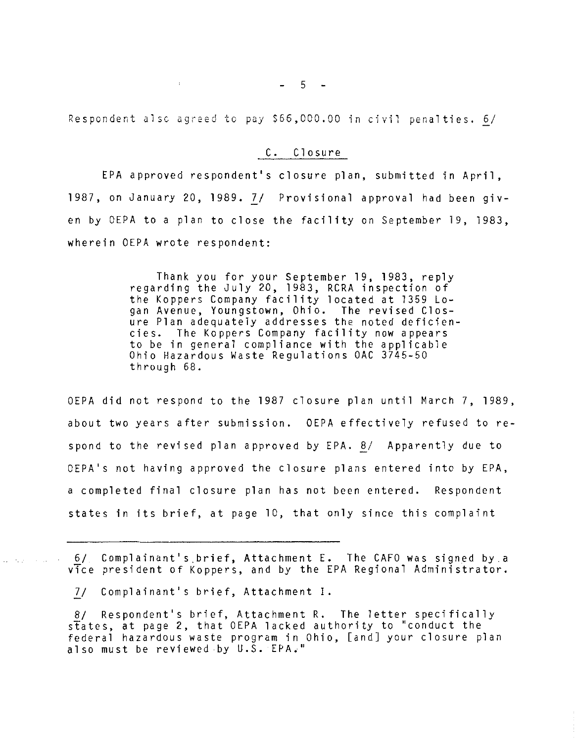Respondent also agreed to pay $66,000.00 in civil penalties. 6/

### C. Closure

EPA approved respondent's closure plan, submitted in April, 1987, on January 20, 1989. 7/ Provisional approval had been given by OEPA to a plan to close the facility on September 19, 1983, wherein OEPA wrote respondent:

> Thank you for your September 19, 1983, reply regarding the July 20, 1983, RCRA inspection of the Koppers Company facility located at 1359 Logan Avenue, Youngstown, Ohio. The revised Closure Plan adequately addresses the noted deficiencies. The Koppers Company facility now appears to be in general compliance with the applicable Ohio Hazardous Waste Regulations OAC 3745-50 through 68.

OEPA did not respond to the 1987 closure plan until March 7, 1989, about two years after submission. OEPA effectively refused to respond to the revised plan approved by EPA. 8/ Apparently due to OEPA's not having approved the closure plans entered into by EPA, a completed final closure plan has not been entered. Respondent states in its brief, at page 10, that only since this complaint

---

6/ Complainant's brief, Attachment E. The CAFO was signed by a vice president of Koppers, and by the EPA Regional Administrator.

7/ Complainant's brief, Attachment I.

8/ Respondent's brief, Attachment R. The letter specifically states, at page 2, that OEPA lacked authority to "conduct the federal hazardous waste program in Ohio, [and] your closure plan also must be reviewed by U.S. EPA."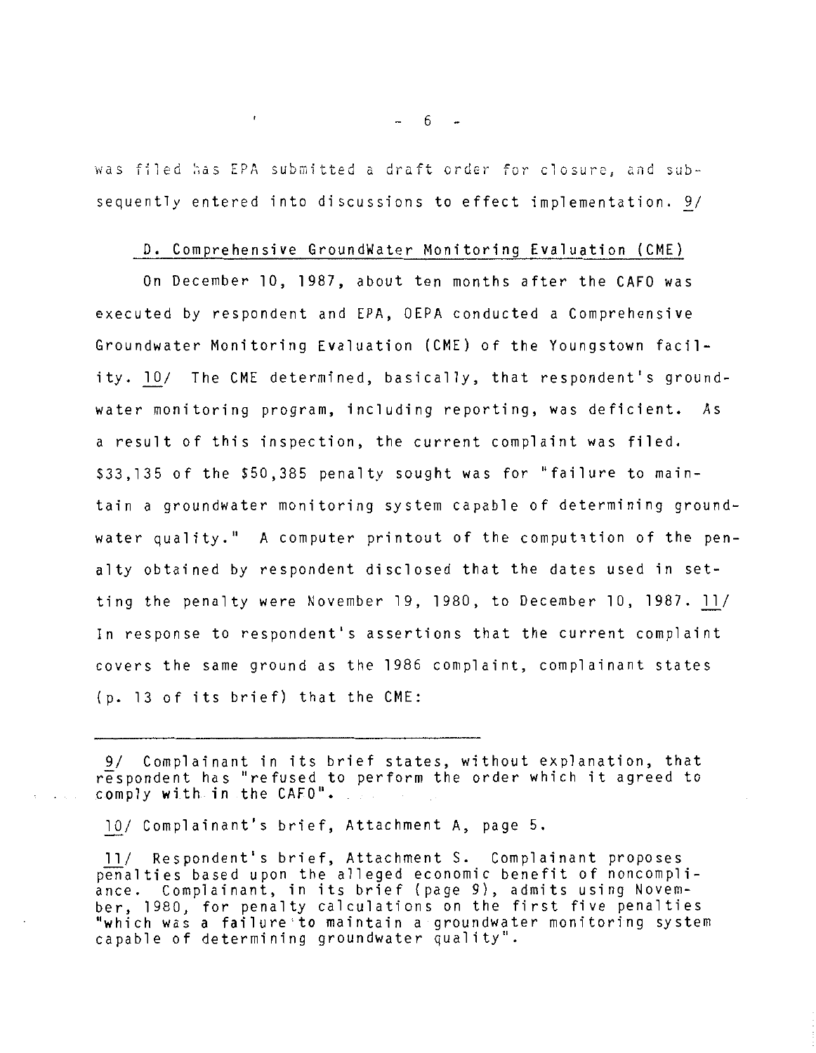was filed has EPA submitted a draft order for closure, and subsequently entered into discussions to effect implementation. 9/

D. Comprehensive GroundWater Monitoring Evaluation (CME)

On December 10, 1987, about ten months after the CAFO was executed by respondent and EPA, OEPA conducted a Comprehensive Groundwater Monitoring Evaluation (CME) of the Youngstown facility. 10/ The CME determined, basically, that respondent's groundwater monitoring program, including reporting, was deficient. As a result of this inspection, the current complaint was filed. $33,135 of the $50,385 penalty sought was for "failure to maintain a groundwater monitoring system capable of determining groundwater quality." A computer printout of the computation of the penalty obtained by respondent disclosed that the dates used in setting the penalty were November 19, 1980, to December 10, 1987. 11/ In response to respondent's assertions that the current complaint covers the same ground as the 1986 complaint, complainant states (p. 13 of its brief) that the CME:

---

9/ Complainant in its brief states, without explanation, that respondent has "refused to perform the order which it agreed to comply with in the CAFO".

10/ Complainant's brief, Attachment A, page 5.

11/ Respondent's brief, Attachment S. Complainant proposes penalties based upon the alleged economic benefit of noncompliance. Complainant, in its brief (page 9), admits using November, 1980, for penalty calculations on the first five penalties "which was a failure to maintain a groundwater monitoring system capable of determining groundwater quality".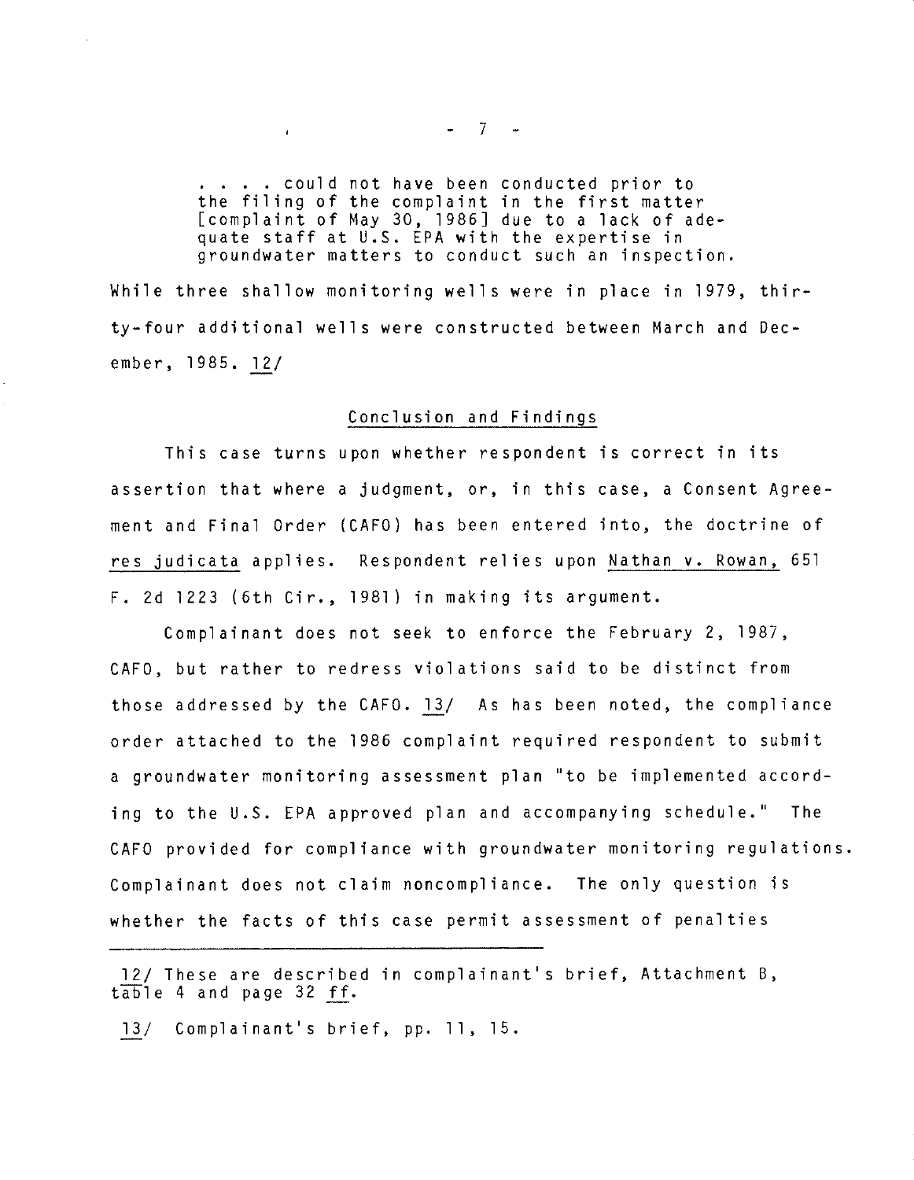> . . . . could not have been conducted prior to the filing of the complaint in the first matter [complaint of May 30, 1986] due to a lack of adequate staff at U.S. EPA with the expertise in groundwater matters to conduct such an inspection.

While three shallow monitoring wells were in place in 1979, thirty-four additional wells were constructed between March and December, 1985. 12/

## Conclusion and Findings

This case turns upon whether respondent is correct in its assertion that where a judgment, or, in this case, a Consent Agreement and Final Order (CAFO) has been entered into, the doctrine of *res judicata* applies. Respondent relies upon *Nathan v. Rowan*, 651 F. 2d 1223 (6th Cir., 1981) in making its argument.

Complainant does not seek to enforce the February 2, 1987, CAFO, but rather to redress violations said to be distinct from those addressed by the CAFO. 13/ As has been noted, the compliance order attached to the 1986 complaint required respondent to submit a groundwater monitoring assessment plan "to be implemented according to the U.S. EPA approved plan and accompanying schedule." The CAFO provided for compliance with groundwater monitoring regulations. Complainant does not claim noncompliance. The only question is whether the facts of this case permit assessment of penalties

---

12/ These are described in complainant's brief, Attachment B, table 4 and page 32 *ff*.

13/ Complainant's brief, pp. 11, 15.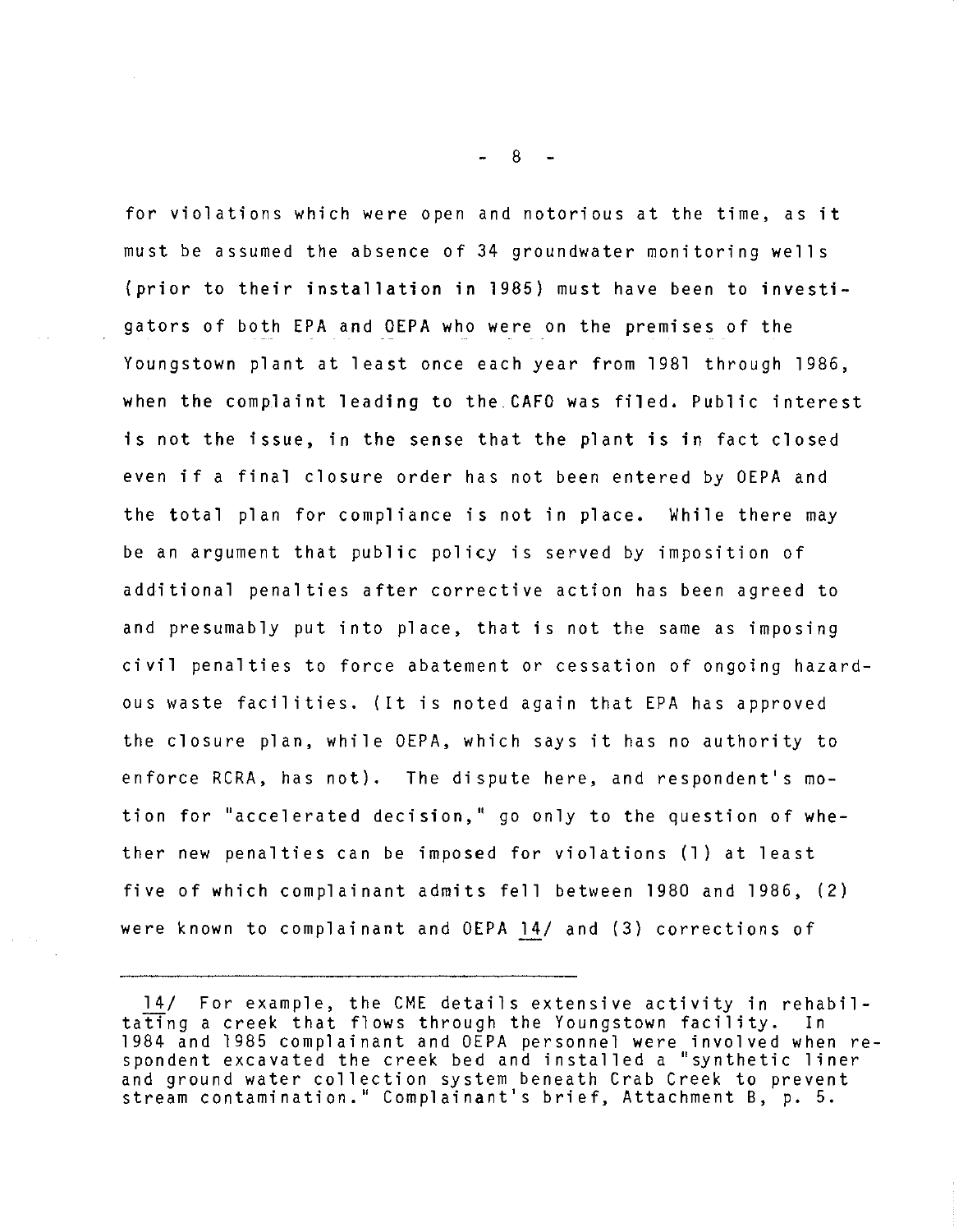for violations which were open and notorious at the time, as it must be assumed the absence of 34 groundwater monitoring wells (prior to their installation in 1985) must have been to investigators of both EPA and OEPA who were on the premises of the Youngstown plant at least once each year from 1981 through 1986, when the complaint leading to the CAFO was filed. Public interest is not the issue, in the sense that the plant is in fact closed even if a final closure order has not been entered by OEPA and the total plan for compliance is not in place. While there may be an argument that public policy is served by imposition of additional penalties after corrective action has been agreed to and presumably put into place, that is not the same as imposing civil penalties to force abatement or cessation of ongoing hazardous waste facilities. (It is noted again that EPA has approved the closure plan, while OEPA, which says it has no authority to enforce RCRA, has not). The dispute here, and respondent's motion for "accelerated decision," go only to the question of whether new penalties can be imposed for violations (1) at least five of which complainant admits fell between 1980 and 1986, (2) were known to complainant and OEPA 14/ and (3) corrections of

---

14/ For example, the CME details extensive activity in rehabilitating a creek that flows through the Youngstown facility. In 1984 and 1985 complainant and OEPA personnel were involved when respondent excavated the creek bed and installed a "synthetic liner and ground water collection system beneath Crab Creek to prevent stream contamination." Complainant's brief, Attachment B, p. 5.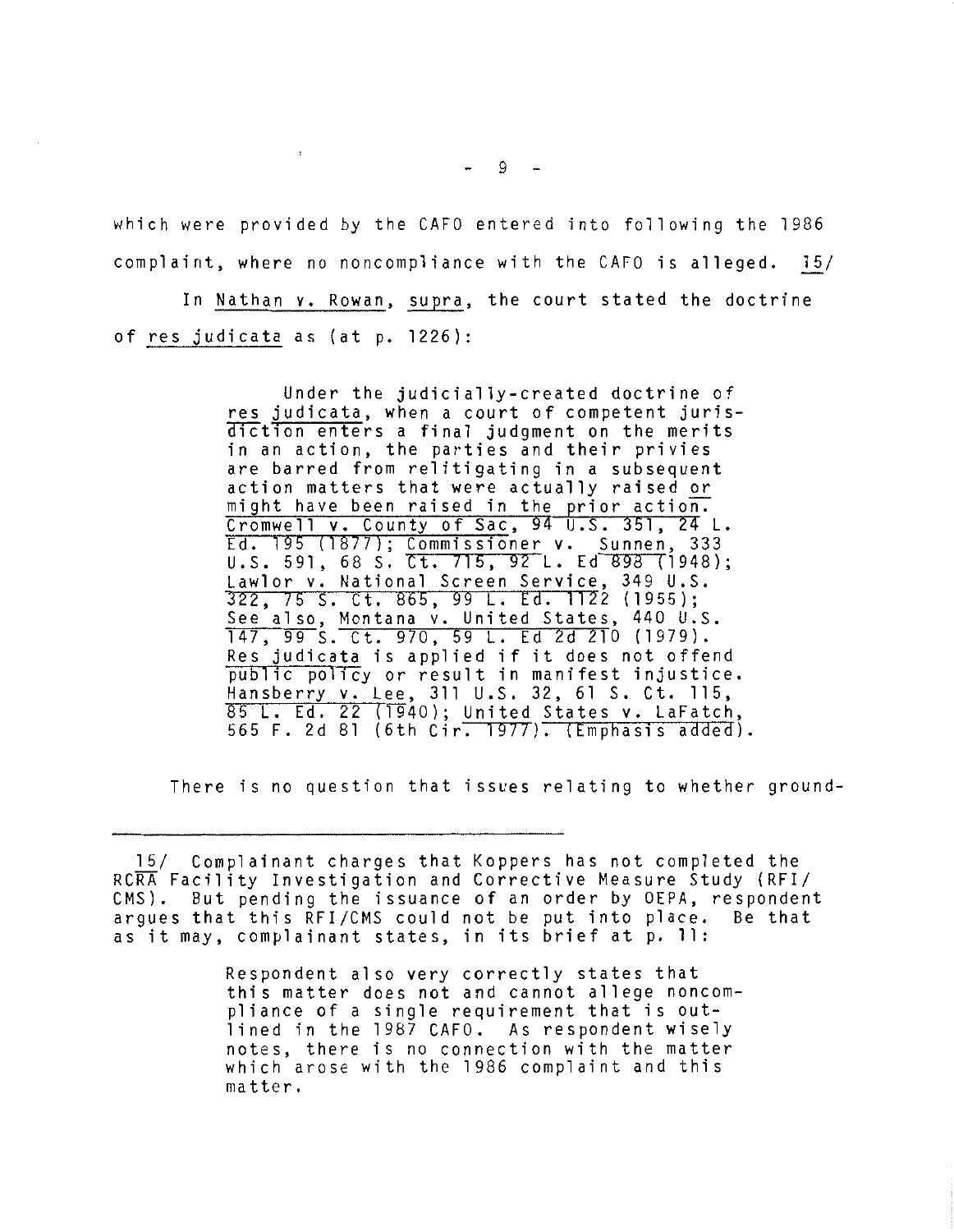which were provided by the CAFO entered into following the 1986 complaint, where no noncompliance with the CAFO is alleged. 15/

In Nathan v. Rowan, supra, the court stated the doctrine of res judicata as (at p. 1226):

> Under the judicially-created doctrine of res judicata, when a court of competent jurisdiction enters a final judgment on the merits in an action, the parties and their privies are barred from relitigating in a subsequent action matters that were actually raised or might have been raised in the prior action. Cromwell v. County of Sac, 94 U.S. 351, 24 L. Ed. 195 (1877); Commissioner v. Sunnen, 333 U.S. 591, 68 S. Ct. 715, 92 L. Ed 898 (1948); Lawlor v. National Screen Service, 349 U.S. 322, 75 S. Ct. 865, 99 L. Ed. 1122 (1955); See also, Montana v. United States, 440 U.S. 147, 99 S. Ct. 970, 59 L. Ed 2d 210 (1979). Res judicata is applied if it does not offend public policy or result in manifest injustice. Hansberry v. Lee, 311 U.S. 32, 61 S. Ct. 115, 85 L. Ed. 22 (1940); United States v. LaFatch, 565 F. 2d 81 (6th Cir. 1977). (Emphasis added).

There is no question that issues relating to whether ground-

---

15/ Complainant charges that Koppers has not completed the RCRA Facility Investigation and Corrective Measure Study (RFI/CMS). But pending the issuance of an order by OEPA, respondent argues that this RFI/CMS could not be put into place. Be that as it may, complainant states, in its brief at p. 11:

> Respondent also very correctly states that this matter does not and cannot allege noncompliance of a single requirement that is outlined in the 1987 CAFO. As respondent wisely notes, there is no connection with the matter which arose with the 1986 complaint and this matter.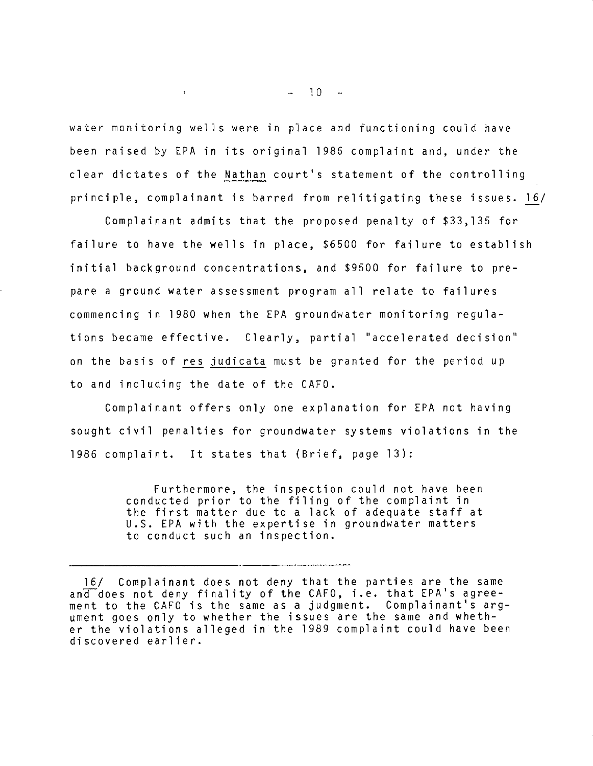water monitoring wells were in place and functioning could have been raised by EPA in its original 1986 complaint and, under the clear dictates of the Nathan court's statement of the controlling principle, complainant is barred from relitigating these issues. 16/

Complainant admits that the proposed penalty of $33,135 for failure to have the wells in place, $6500 for failure to establish initial background concentrations, and $9500 for failure to prepare a ground water assessment program all relate to failures commencing in 1980 when the EPA groundwater monitoring regulations became effective. Clearly, partial "accelerated decision" on the basis of res judicata must be granted for the period up to and including the date of the CAFO.

Complainant offers only one explanation for EPA not having sought civil penalties for groundwater systems violations in the 1986 complaint. It states that (Brief, page 13):

> Furthermore, the inspection could not have been conducted prior to the filing of the complaint in the first matter due to a lack of adequate staff at U.S. EPA with the expertise in groundwater matters to conduct such an inspection.

---

16/ Complainant does not deny that the parties are the same and does not deny finality of the CAFO, i.e. that EPA's agreement to the CAFO is the same as a judgment. Complainant's argument goes only to whether the issues are the same and whether the violations alleged in the 1989 complaint could have been discovered earlier.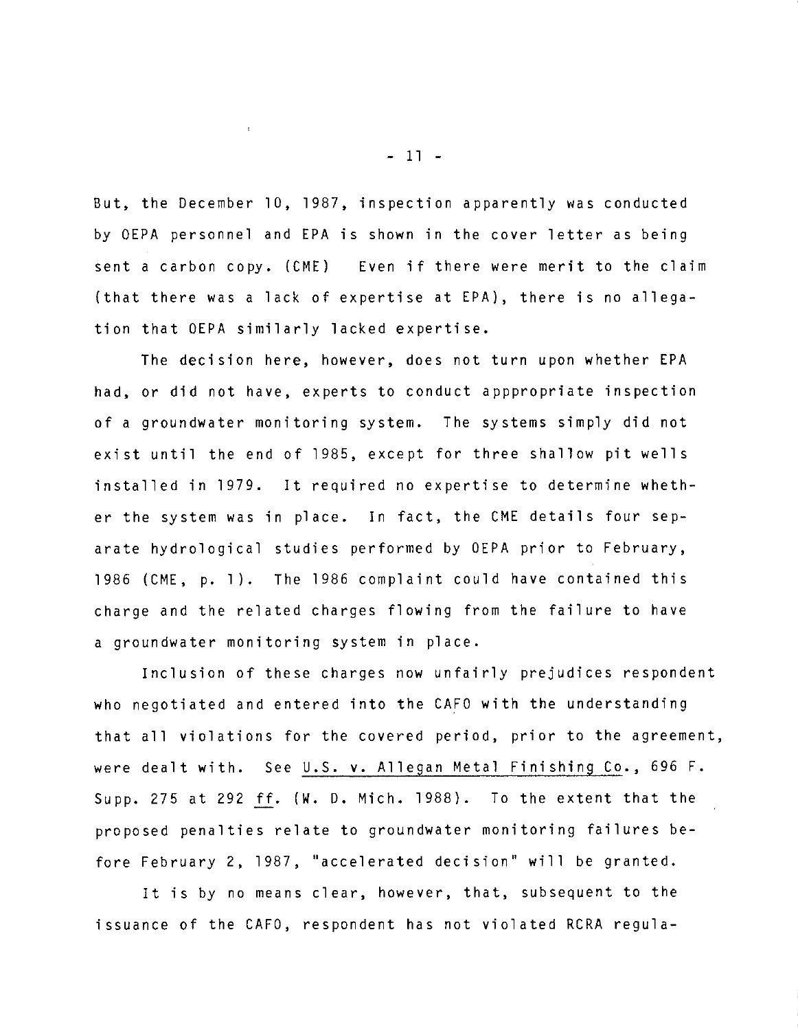But, the December 10, 1987, inspection apparently was conducted by OEPA personnel and EPA is shown in the cover letter as being sent a carbon copy. (CME) Even if there were merit to the claim (that there was a lack of expertise at EPA), there is no allegation that OEPA similarly lacked expertise.

The decision here, however, does not turn upon whether EPA had, or did not have, experts to conduct apppropriate inspection of a groundwater monitoring system. The systems simply did not exist until the end of 1985, except for three shallow pit wells installed in 1979. It required no expertise to determine whether the system was in place. In fact, the CME details four separate hydrological studies performed by OEPA prior to February, 1986 (CME, p. 1). The 1986 complaint could have contained this charge and the related charges flowing from the failure to have a groundwater monitoring system in place.

Inclusion of these charges now unfairly prejudices respondent who negotiated and entered into the CAFO with the understanding that all violations for the covered period, prior to the agreement, were dealt with. See U.S. v. Allegan Metal Finishing Co., 696 F. Supp. 275 at 292 ff. (W. D. Mich. 1988). To the extent that the proposed penalties relate to groundwater monitoring failures before February 2, 1987, "accelerated decision" will be granted.

It is by no means clear, however, that, subsequent to the issuance of the CAFO, respondent has not violated RCRA regula-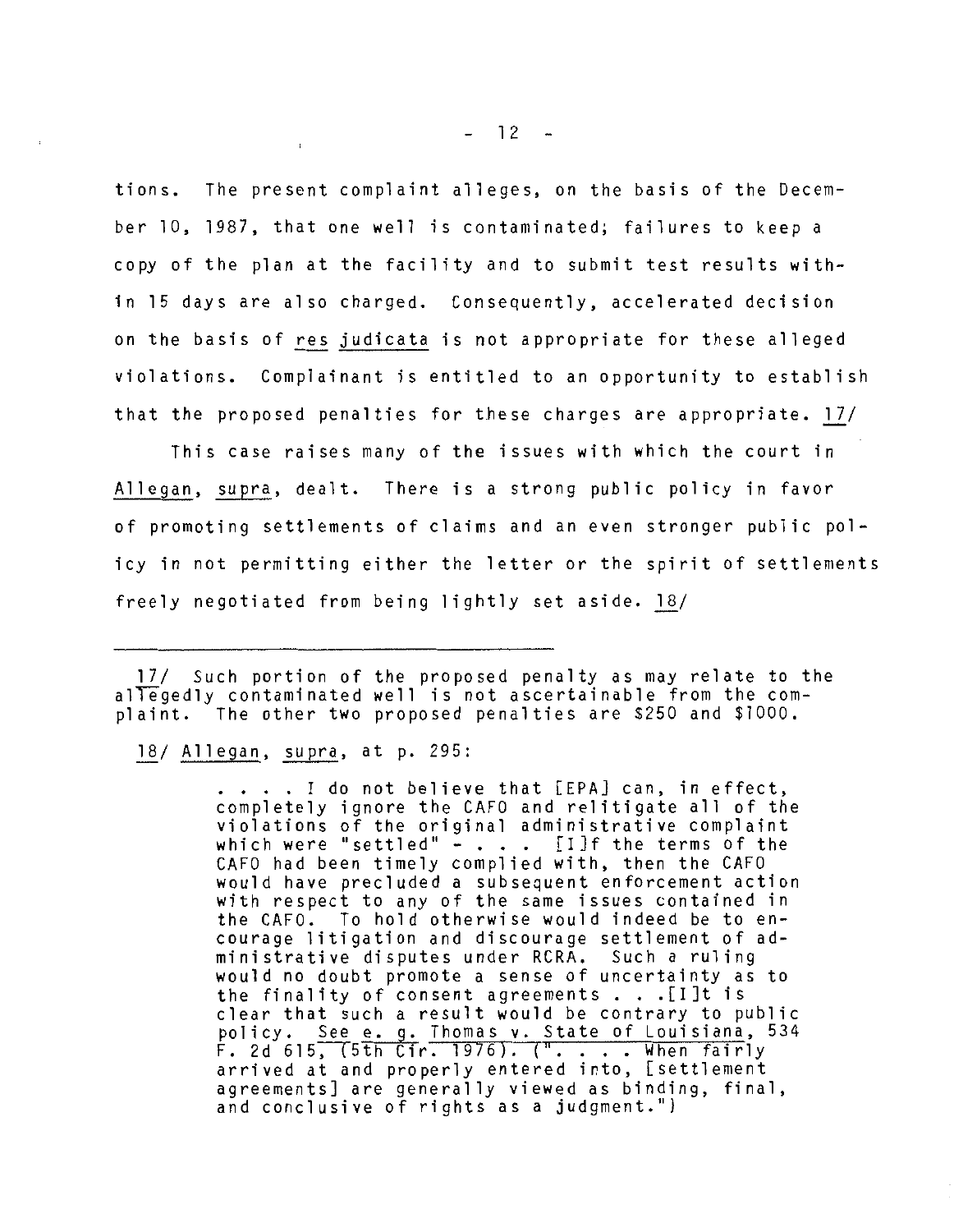tions. The present complaint alleges, on the basis of the December 10, 1987, that one well is contaminated; failures to keep a copy of the plan at the facility and to submit test results within 15 days are also charged. Consequently, accelerated decision on the basis of _res judicata_ is not appropriate for these alleged violations. Complainant is entitled to an opportunity to establish that the proposed penalties for these charges are appropriate. 17/

This case raises many of the issues with which the court in _Allegan_, _supra_, dealt. There is a strong public policy in favor of promoting settlements of claims and an even stronger public policy in not permitting either the letter or the spirit of settlements freely negotiated from being lightly set aside. 18/

---

17/ Such portion of the proposed penalty as may relate to the allegedly contaminated well is not ascertainable from the complaint. The other two proposed penalties are $250 and $1000.

18/ _Allegan_, _supra_, at p. 295:

> . . . . I do not believe that [EPA] can, in effect, completely ignore the CAFO and relitigate all of the violations of the original administrative complaint which were "settled" - . . . [I]f the terms of the CAFO had been timely complied with, then the CAFO would have precluded a subsequent enforcement action with respect to any of the same issues contained in the CAFO. To hold otherwise would indeed be to encourage litigation and discourage settlement of administrative disputes under RCRA. Such a ruling would no doubt promote a sense of uncertainty as to the finality of consent agreements . . .[I]t is clear that such a result would be contrary to public policy. _See e. g. Thomas v. State of Louisiana_, 534 F. 2d 615, (5th Cir. 1976). (". . . . When fairly arrived at and properly entered into, [settlement agreements] are generally viewed as binding, final, and conclusive of rights as a judgment.")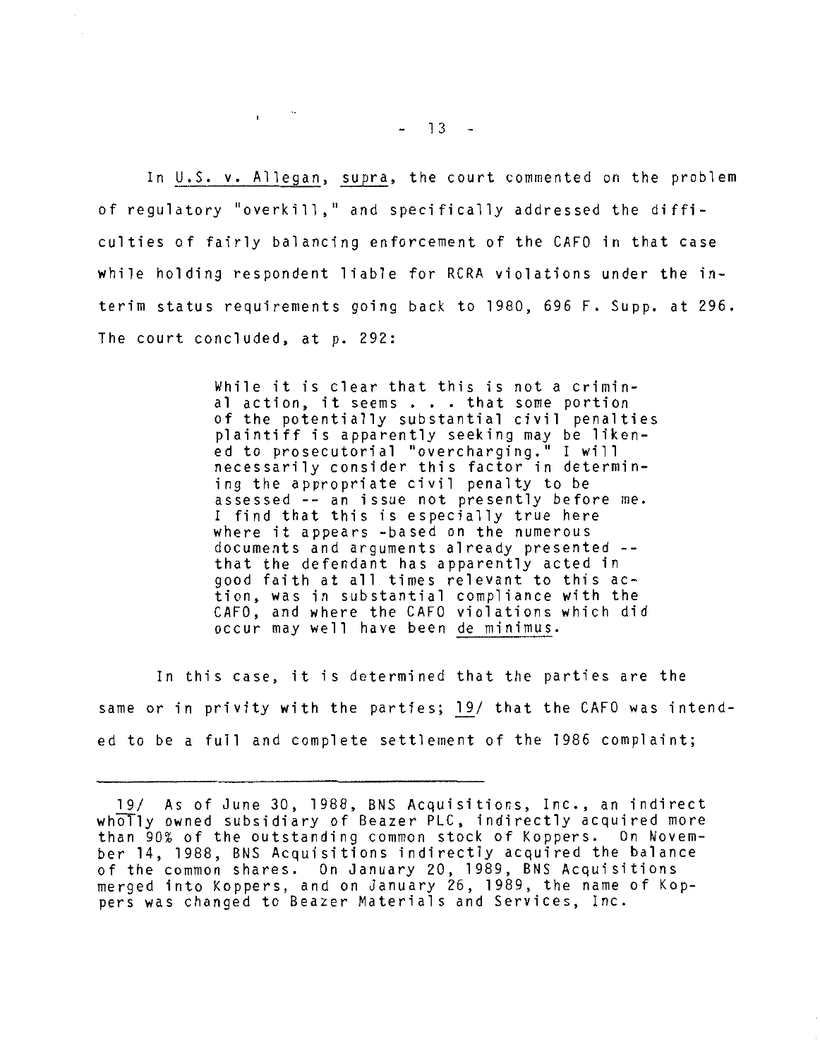In U.S. v. Allegan, supra, the court commented on the problem of regulatory "overkill," and specifically addressed the difficulties of fairly balancing enforcement of the CAFO in that case while holding respondent liable for RCRA violations under the interim status requirements going back to 1980, 696 F. Supp. at 296. The court concluded, at p. 292:

> While it is clear that this is not a criminal action, it seems . . . that some portion of the potentially substantial civil penalties plaintiff is apparently seeking may be likened to prosecutorial "overcharging." I will necessarily consider this factor in determining the appropriate civil penalty to be assessed -- an issue not presently before me. I find that this is especially true here where it appears -based on the numerous documents and arguments already presented -- that the defendant has apparently acted in good faith at all times relevant to this action, was in substantial compliance with the CAFO, and where the CAFO violations which did occur may well have been de minimus.

In this case, it is determined that the parties are the same or in privity with the parties; 19/ that the CAFO was intended to be a full and complete settlement of the 1986 complaint;

---

19/ As of June 30, 1988, BNS Acquisitions, Inc., an indirect wholly owned subsidiary of Beazer PLC, indirectly acquired more than 90% of the outstanding common stock of Koppers. On November 14, 1988, BNS Acquisitions indirectly acquired the balance of the common shares. On January 20, 1989, BNS Acquisitions merged into Koppers, and on January 26, 1989, the name of Koppers was changed to Beazer Materials and Services, Inc.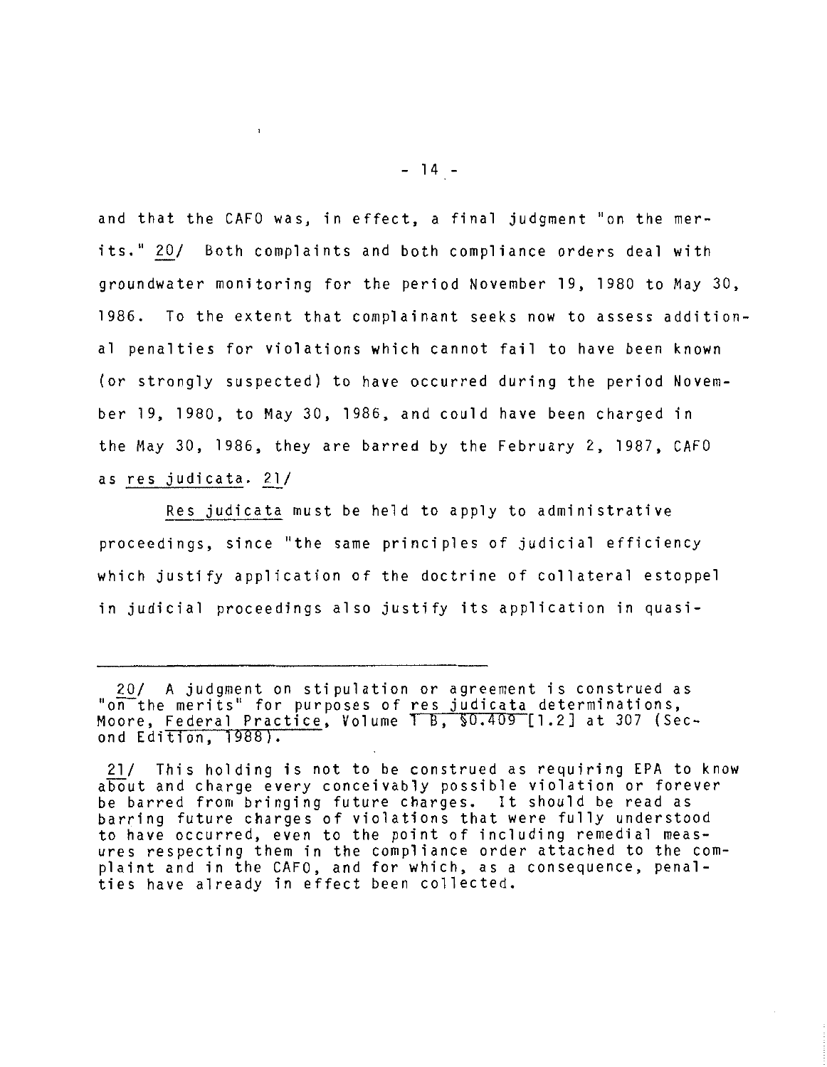and that the CAFO was, in effect, a final judgment "on the merits." 20/ Both complaints and both compliance orders deal with groundwater monitoring for the period November 19, 1980 to May 30, 1986. To the extent that complainant seeks now to assess additional penalties for violations which cannot fail to have been known (or strongly suspected) to have occurred during the period November 19, 1980, to May 30, 1986, and could have been charged in the May 30, 1986, they are barred by the February 2, 1987, CAFO as _res judicata_. 21/

_Res judicata_ must be held to apply to administrative proceedings, since "the same principles of judicial efficiency which justify application of the doctrine of collateral estoppel in judicial proceedings also justify its application in quasi-

---

20/ A judgment on stipulation or agreement is construed as "on the merits" for purposes of _res judicata_ determinations, Moore, _Federal Practice_, Volume 1 B, §0.409 [1.2] at 307 (Second Edition, 1988).

21/ This holding is not to be construed as requiring EPA to know about and charge every conceivably possible violation or forever be barred from bringing future charges. It should be read as barring future charges of violations that were fully understood to have occurred, even to the point of including remedial measures respecting them in the compliance order attached to the complaint and in the CAFO, and for which, as a consequence, penalties have already in effect been collected.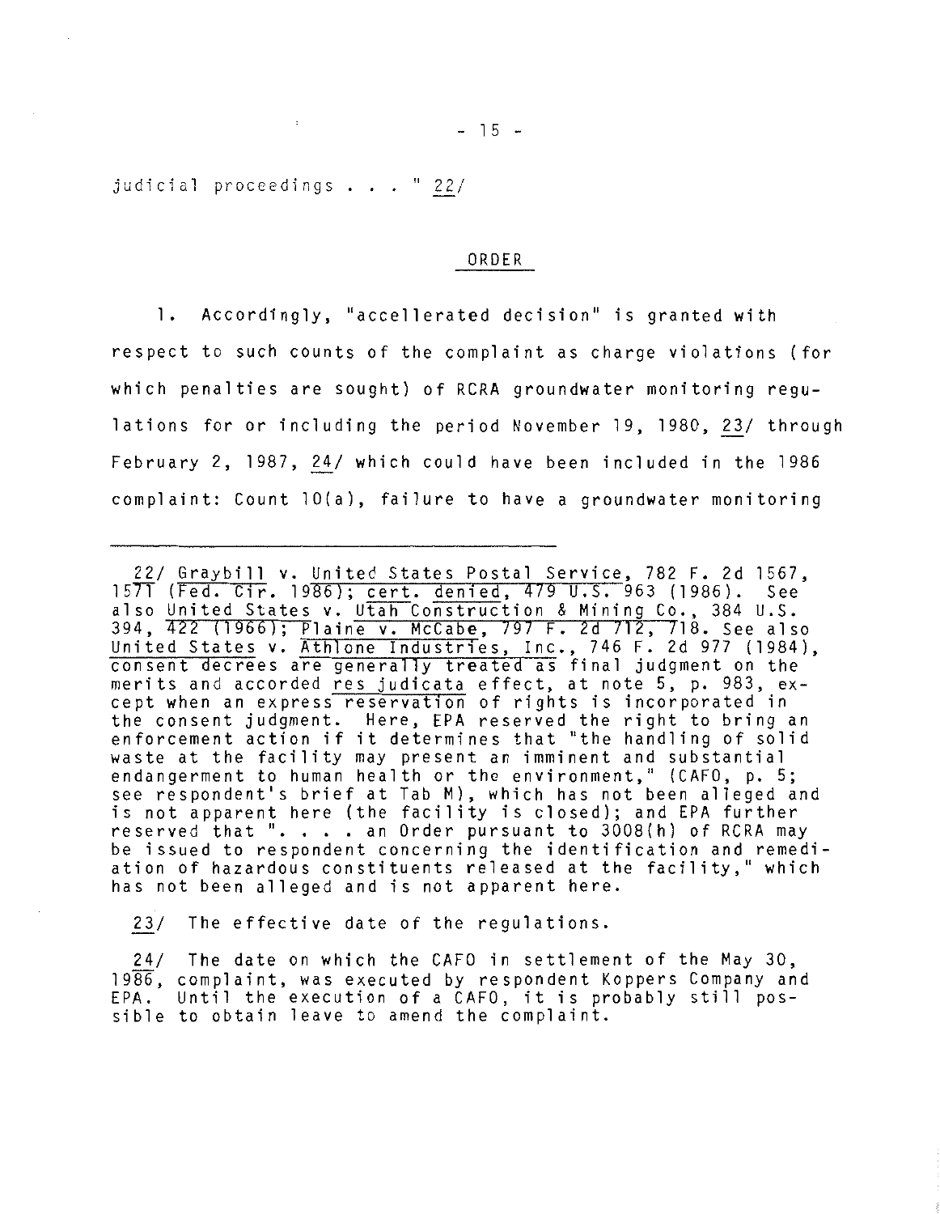judicial proceedings . . . " [22]

ORDER

1. Accordingly, "accellerated decision" is granted with respect to such counts of the complaint as charge violations (for which penalties are sought) of RCRA groundwater monitoring regulations for or including the period November 19, 1980, [23] through February 2, 1987, [24] which could have been included in the 1986 complaint: Count 10(a), failure to have a groundwater monitoring

---

22/ Graybill v. United States Postal Service, 782 F. 2d 1567, 1571 (Fed. Cir. 1986); cert. denied, 479 U.S. 963 (1986). See also United States v. Utah Construction & Mining Co., 384 U.S. 394, 422 (1966); Plaine v. McCabe, 797 F. 2d 712, 718. See also United States v. Athlone Industries, Inc., 746 F. 2d 977 (1984), consent decrees are generally treated as final judgment on the merits and accorded res judicata effect, at note 5, p. 983, except when an express reservation of rights is incorporated in the consent judgment. Here, EPA reserved the right to bring an enforcement action if it determines that "the handling of solid waste at the facility may present an imminent and substantial endangerment to human health or the environment," (CAFO, p. 5; see respondent's brief at Tab M), which has not been alleged and is not apparent here (the facility is closed); and EPA further reserved that ". . . . an Order pursuant to 3008(h) of RCRA may be issued to respondent concerning the identification and remediation of hazardous constituents released at the facility," which has not been alleged and is not apparent here.

23/ The effective date of the regulations.

24/ The date on which the CAFO in settlement of the May 30, 1986, complaint, was executed by respondent Koppers Company and EPA. Until the execution of a CAFO, it is probably still possible to obtain leave to amend the complaint.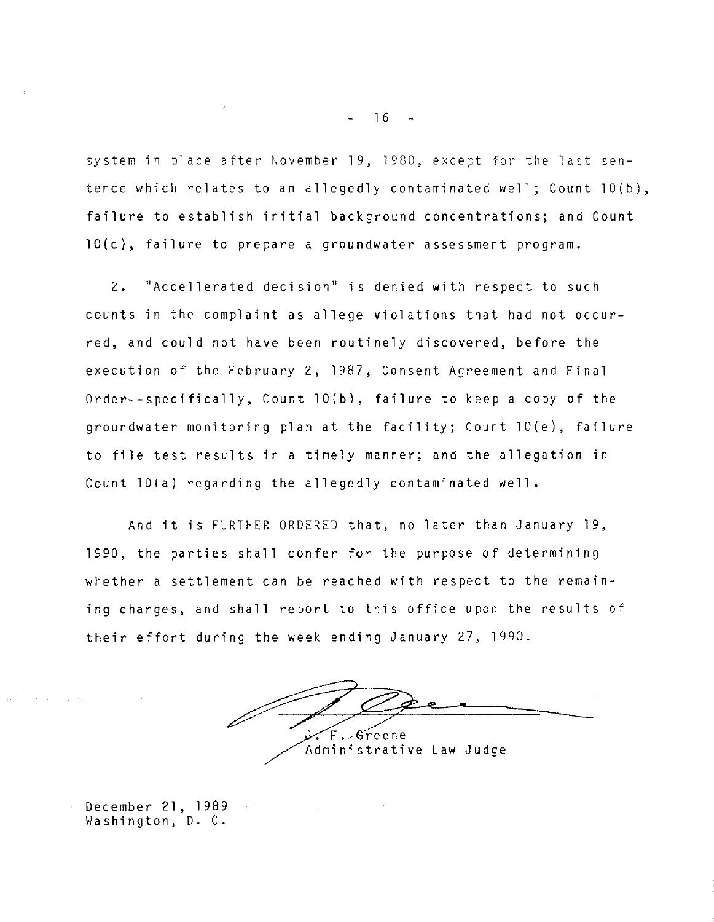system in place after November 19, 1980, except for the last sentence which relates to an allegedly contaminated well; Count 10(b), failure to establish initial background concentrations; and Count 10(c), failure to prepare a groundwater assessment program.

2. "Accellerated decision" is denied with respect to such counts in the complaint as allege violations that had not occurred, and could not have been routinely discovered, before the execution of the February 2, 1987, Consent Agreement and Final Order--specifically, Count 10(b), failure to keep a copy of the groundwater monitoring plan at the facility; Count 10(e), failure to file test results in a timely manner; and the allegation in Count 10(a) regarding the allegedly contaminated well.

And it is FURTHER ORDERED that, no later than January 19, 1990, the parties shall confer for the purpose of determining whether a settlement can be reached with respect to the remaining charges, and shall report to this office upon the results of their effort during the week ending January 27, 1990.

J. F. Greene
Administrative Law Judge

December 21, 1989
Washington, D. C.